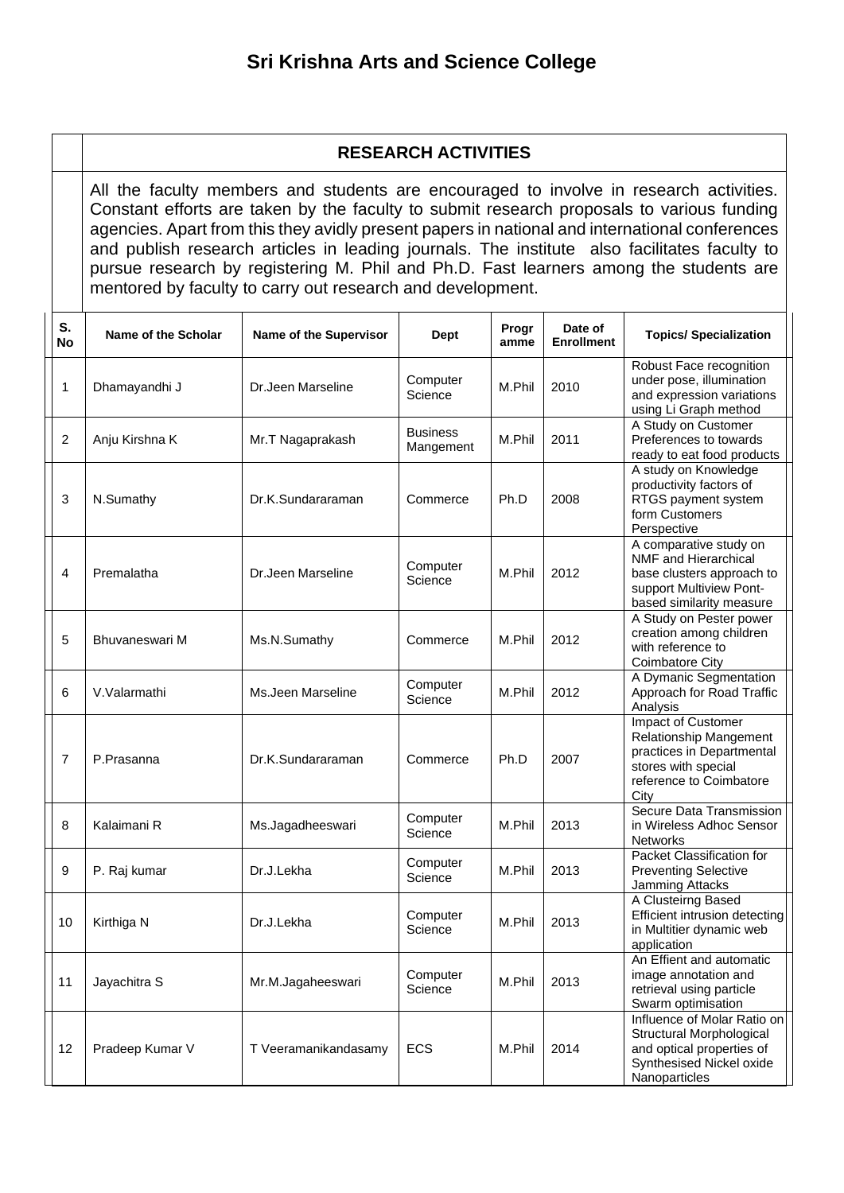# Sri Krishna Arts and Science College

## RESEARCH ACTIVITIES

All the faculty members and students are encouraged to involve in research activities. Constant efforts are taken by the faculty to submit research proposals to various funding agencies. Apart from this they avidly present papers in national and international conferences and publish research articles in leading journals. The institute also facilitates faculty to pursue research by registering M. Phil and Ph.D. Fast learners among the students are mentored by faculty to carry out research and development.

| S. No | Name of the Scholar | Name of the Supervisor | Dept | Programme | Date of Enrollment | Topics/ Specialization |
|---|---|---|---|---|---|---|
| 1 | Dhamayandhi J | Dr.Jeen Marseline | Computer Science | M.Phil | 2010 | Robust Face recognition under pose, illumination and expression variations using Li Graph method |
| 2 | Anju Kirshna K | Mr.T Nagaprakash | Business Mangement | M.Phil | 2011 | A Study on Customer Preferences to towards ready to eat food products |
| 3 | N.Sumathy | Dr.K.Sundararaman | Commerce | Ph.D | 2008 | A study on Knowledge productivity factors of RTGS payment system form Customers Perspective |
| 4 | Premalatha | Dr.Jeen Marseline | Computer Science | M.Phil | 2012 | A comparative study on NMF and Hierarchical base clusters approach to support Multiview Pont-based similarity measure |
| 5 | Bhuvaneswari M | Ms.N.Sumathy | Commerce | M.Phil | 2012 | A Study on Pester power creation among children with reference to Coimbatore City |
| 6 | V.Valarmathi | Ms.Jeen Marseline | Computer Science | M.Phil | 2012 | A Dymanic Segmentation Approach for Road Traffic Analysis |
| 7 | P.Prasanna | Dr.K.Sundararaman | Commerce | Ph.D | 2007 | Impact of Customer Relationship Mangement practices in Departmental stores with special reference to Coimbatore City |
| 8 | Kalaimani R | Ms.Jagadheeswari | Computer Science | M.Phil | 2013 | Secure Data Transmission in Wireless Adhoc Sensor Networks |
| 9 | P. Raj kumar | Dr.J.Lekha | Computer Science | M.Phil | 2013 | Packet Classification for Preventing Selective Jamming Attacks |
| 10 | Kirthiga N | Dr.J.Lekha | Computer Science | M.Phil | 2013 | A Clusteirng Based Efficient intrusion detecting in Multitier dynamic web application |
| 11 | Jayachitra S | Mr.M.Jagaheeswari | Computer Science | M.Phil | 2013 | An Effient and automatic image annotation and retrieval using particle Swarm optimisation |
| 12 | Pradeep Kumar V | T Veeramanikandasamy | ECS | M.Phil | 2014 | Influence of Molar Ratio on Structural Morphological and optical properties of Synthesised Nickel oxide Nanoparticles |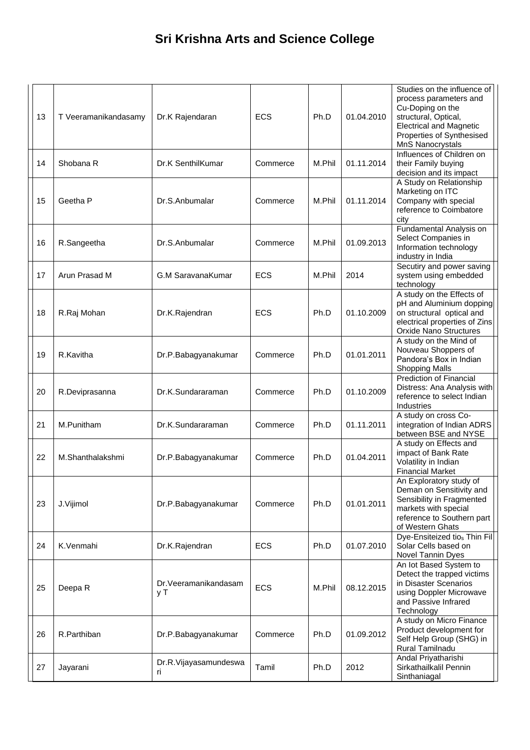# Sri Krishna Arts and Science College

| | | | | | | |
|---|---|---|---|---|---|---|
| 13 | T Veeramanikandasamy | Dr.K Rajendaran | ECS | Ph.D | 01.04.2010 | Studies on the influence of process parameters and Cu-Doping on the structural, Optical, Electrical and Magnetic Properties of Synthesised MnS Nanocrystals |
| 14 | Shobana R | Dr.K SenthilKumar | Commerce | M.Phil | 01.11.2014 | Influences of Children on their Family buying decision and its impact |
| 15 | Geetha P | Dr.S.Anbumalar | Commerce | M.Phil | 01.11.2014 | A Study on Relationship Marketing on ITC Company with special reference to Coimbatore city |
| 16 | R.Sangeetha | Dr.S.Anbumalar | Commerce | M.Phil | 01.09.2013 | Fundamental Analysis on Select Companies in Information technology industry in India |
| 17 | Arun Prasad M | G.M SaravanaKumar | ECS | M.Phil | 2014 | Secutiry and power saving system using embedded technology |
| 18 | R.Raj Mohan | Dr.K.Rajendran | ECS | Ph.D | 01.10.2009 | A study on the Effects of pH and Aluminium dopping on structural optical and electrical properties of Zins Orxide Nano Structures |
| 19 | R.Kavitha | Dr.P.Babagyanakumar | Commerce | Ph.D | 01.01.2011 | A study on the Mind of Nouveau Shoppers of Pandora's Box in Indian Shopping Malls |
| 20 | R.Deviprasanna | Dr.K.Sundararaman | Commerce | Ph.D | 01.10.2009 | Prediction of Financial Distress: Ana Analysis with reference to select Indian Industries |
| 21 | M.Punitham | Dr.K.Sundararaman | Commerce | Ph.D | 01.11.2011 | A study on cross Co-integration of Indian ADRS between BSE and NYSE |
| 22 | M.Shanthalakshmi | Dr.P.Babagyanakumar | Commerce | Ph.D | 01.04.2011 | A study on Effects and impact of Bank Rate Volatility in Indian Financial Market |
| 23 | J.Vijimol | Dr.P.Babagyanakumar | Commerce | Ph.D | 01.01.2011 | An Exploratory study of Deman on Sensitivity and Sensibility in Fragmented markets with special reference to Southern part of Western Ghats |
| 24 | K.Venmahi | Dr.K.Rajendran | ECS | Ph.D | 01.07.2010 | Dye-Ensiteized $tio_s$ Thin Fil Solar Cells based on Novel Tannin Dyes |
| 25 | Deepa R | Dr.Veeramanikandasam y T | ECS | M.Phil | 08.12.2015 | An Iot Based System to Detect the trapped victims in Disaster Scenarios using Doppler Microwave and Passive Infrared Technology |
| 26 | R.Parthiban | Dr.P.Babagyanakumar | Commerce | Ph.D | 01.09.2012 | A study on Micro Finance Product development for Self Help Group (SHG) in Rural Tamilnadu |
| 27 | Jayarani | Dr.R.Vijayasamundeswa ri | Tamil | Ph.D | 2012 | Andal Priyatharishi Sirkathailkalil Pennin Sinthaniagal |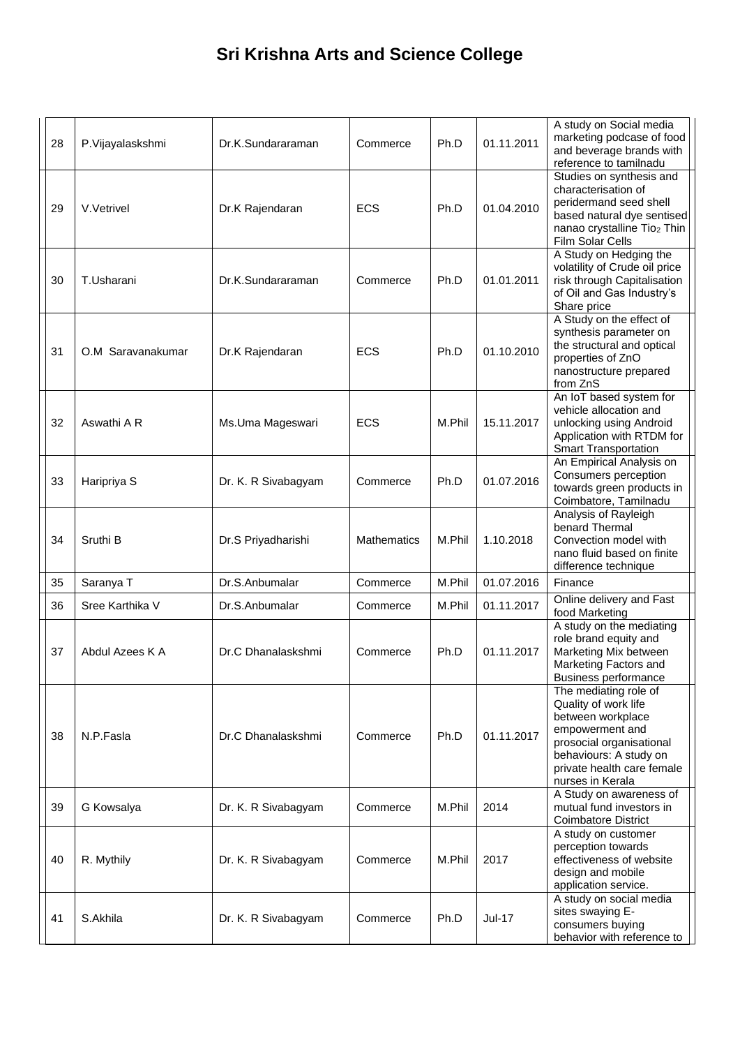# Sri Krishna Arts and Science College

| | | | | | | |
|---|---|---|---|---|---|---|
| 28 | P.Vijayalaskshmi | Dr.K.Sundararaman | Commerce | Ph.D | 01.11.2011 | A study on Social media marketing podcase of food and beverage brands with reference to tamilnadu |
| 29 | V.Vetrivel | Dr.K Rajendaran | ECS | Ph.D | 01.04.2010 | Studies on synthesis and characterisation of peridermand seed shell based natural dye sentised nanao crystalline $Tio_2$ Thin Film Solar Cells |
| 30 | T.Usharani | Dr.K.Sundararaman | Commerce | Ph.D | 01.01.2011 | A Study on Hedging the volatility of Crude oil price risk through Capitalisation of Oil and Gas Industry's Share price |
| 31 | O.M Saravanakumar | Dr.K Rajendaran | ECS | Ph.D | 01.10.2010 | A Study on the effect of synthesis parameter on the structural and optical properties of ZnO nanostructure prepared from ZnS |
| 32 | Aswathi A R | Ms.Uma Mageswari | ECS | M.Phil | 15.11.2017 | An IoT based system for vehicle allocation and unlocking using Android Application with RTDM for Smart Transportation |
| 33 | Haripriya S | Dr. K. R Sivabagyam | Commerce | Ph.D | 01.07.2016 | An Empirical Analysis on Consumers perception towards green products in Coimbatore, Tamilnadu |
| 34 | Sruthi B | Dr.S Priyadharishi | Mathematics | M.Phil | 1.10.2018 | Analysis of Rayleigh benard Thermal Convection model with nano fluid based on finite difference technique |
| 35 | Saranya T | Dr.S.Anbumalar | Commerce | M.Phil | 01.07.2016 | Finance |
| 36 | Sree Karthika V | Dr.S.Anbumalar | Commerce | M.Phil | 01.11.2017 | Online delivery and Fast food Marketing |
| 37 | Abdul Azees K A | Dr.C Dhanalaskshmi | Commerce | Ph.D | 01.11.2017 | A study on the mediating role brand equity and Marketing Mix between Marketing Factors and Business performance |
| 38 | N.P.Fasla | Dr.C Dhanalaskshmi | Commerce | Ph.D | 01.11.2017 | The mediating role of Quality of work life between workplace empowerment and prosocial organisational behaviours: A study on private health care female nurses in Kerala |
| 39 | G Kowsalya | Dr. K. R Sivabagyam | Commerce | M.Phil | 2014 | A Study on awareness of mutual fund investors in Coimbatore District |
| 40 | R. Mythily | Dr. K. R Sivabagyam | Commerce | M.Phil | 2017 | A study on customer perception towards effectiveness of website design and mobile application service. |
| 41 | S.Akhila | Dr. K. R Sivabagyam | Commerce | Ph.D | Jul-17 | A study on social media sites swaying E-consumers buying behavior with reference to |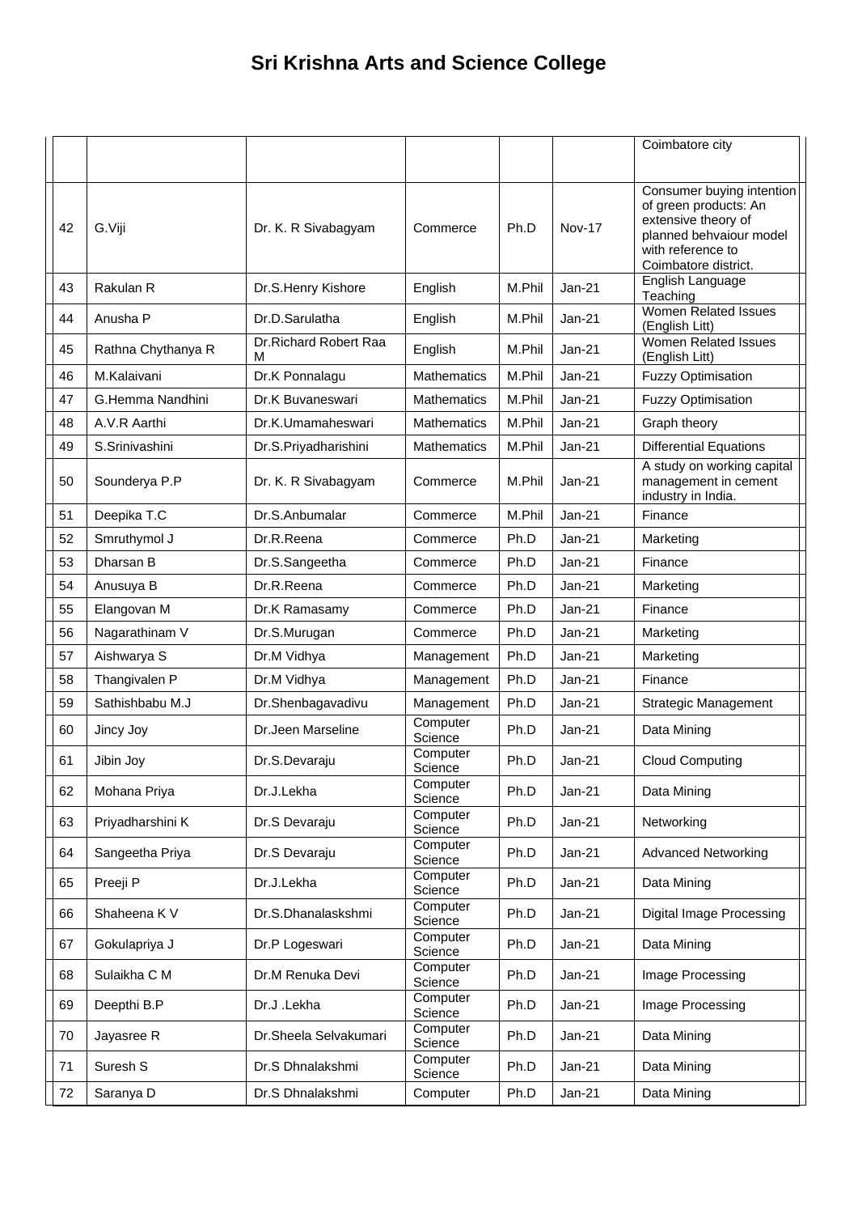# Sri Krishna Arts and Science College

| | | | | | | |
|---|---|---|---|---|---|---|
| | | | | | | Coimbatore city |
| 42 | G.Viji | Dr. K. R Sivabagyam | Commerce | Ph.D | Nov-17 | Consumer buying intention of green products: An extensive theory of planned behvaiour model with reference to Coimbatore district. |
| 43 | Rakulan R | Dr.S.Henry Kishore | English | M.Phil | Jan-21 | English Language Teaching |
| 44 | Anusha P | Dr.D.Sarulatha | English | M.Phil | Jan-21 | Women Related Issues (English Litt) |
| 45 | Rathna Chythanya R | Dr.Richard Robert Raa M | English | M.Phil | Jan-21 | Women Related Issues (English Litt) |
| 46 | M.Kalaivani | Dr.K Ponnalagu | Mathematics | M.Phil | Jan-21 | Fuzzy Optimisation |
| 47 | G.Hemma Nandhini | Dr.K Buvaneswari | Mathematics | M.Phil | Jan-21 | Fuzzy Optimisation |
| 48 | A.V.R Aarthi | Dr.K.Umamaheswari | Mathematics | M.Phil | Jan-21 | Graph theory |
| 49 | S.Srinivashini | Dr.S.Priyadharishini | Mathematics | M.Phil | Jan-21 | Differential Equations |
| 50 | Sounderya P.P | Dr. K. R Sivabagyam | Commerce | M.Phil | Jan-21 | A study on working capital management in cement industry in India. |
| 51 | Deepika T.C | Dr.S.Anbumalar | Commerce | M.Phil | Jan-21 | Finance |
| 52 | Smruthymol J | Dr.R.Reena | Commerce | Ph.D | Jan-21 | Marketing |
| 53 | Dharsan B | Dr.S.Sangeetha | Commerce | Ph.D | Jan-21 | Finance |
| 54 | Anusuya B | Dr.R.Reena | Commerce | Ph.D | Jan-21 | Marketing |
| 55 | Elangovan M | Dr.K Ramasamy | Commerce | Ph.D | Jan-21 | Finance |
| 56 | Nagarathinam V | Dr.S.Murugan | Commerce | Ph.D | Jan-21 | Marketing |
| 57 | Aishwarya S | Dr.M Vidhya | Management | Ph.D | Jan-21 | Marketing |
| 58 | Thangivalen P | Dr.M Vidhya | Management | Ph.D | Jan-21 | Finance |
| 59 | Sathishbabu M.J | Dr.Shenbagavadivu | Management | Ph.D | Jan-21 | Strategic Management |
| 60 | Jincy Joy | Dr.Jeen Marseline | Computer Science | Ph.D | Jan-21 | Data Mining |
| 61 | Jibin Joy | Dr.S.Devaraju | Computer Science | Ph.D | Jan-21 | Cloud Computing |
| 62 | Mohana Priya | Dr.J.Lekha | Computer Science | Ph.D | Jan-21 | Data Mining |
| 63 | Priyadharshini K | Dr.S Devaraju | Computer Science | Ph.D | Jan-21 | Networking |
| 64 | Sangeetha Priya | Dr.S Devaraju | Computer Science | Ph.D | Jan-21 | Advanced Networking |
| 65 | Preeji P | Dr.J.Lekha | Computer Science | Ph.D | Jan-21 | Data Mining |
| 66 | Shaheena K V | Dr.S.Dhanalaskshmi | Computer Science | Ph.D | Jan-21 | Digital Image Processing |
| 67 | Gokulapriya J | Dr.P Logeswari | Computer Science | Ph.D | Jan-21 | Data Mining |
| 68 | Sulaikha C M | Dr.M Renuka Devi | Computer Science | Ph.D | Jan-21 | Image Processing |
| 69 | Deepthi B.P | Dr.J .Lekha | Computer Science | Ph.D | Jan-21 | Image Processing |
| 70 | Jayasree R | Dr.Sheela Selvakumari | Computer Science | Ph.D | Jan-21 | Data Mining |
| 71 | Suresh S | Dr.S Dhnalakshmi | Computer Science | Ph.D | Jan-21 | Data Mining |
| 72 | Saranya D | Dr.S Dhnalakshmi | Computer | Ph.D | Jan-21 | Data Mining |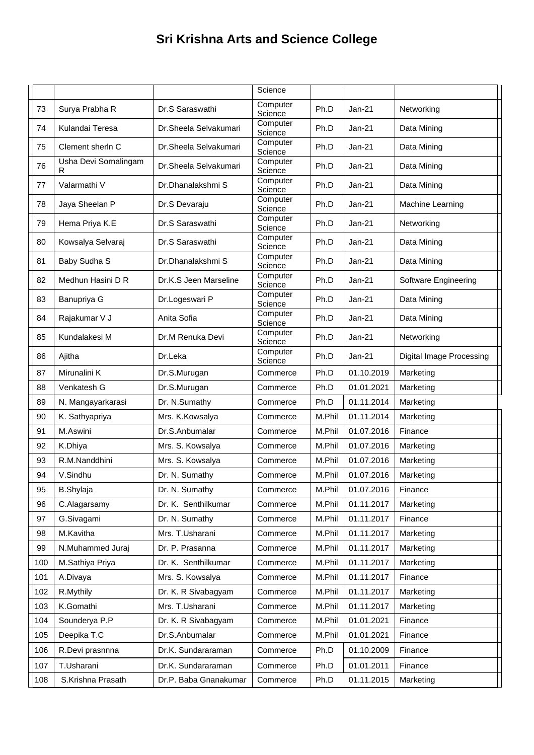# Sri Krishna Arts and Science College

| | | | | | | |
|---|---|---|---|---|---|---|
| | | | Science | | | |
| 73 | Surya Prabha R | Dr.S Saraswathi | Computer Science | Ph.D | Jan-21 | Networking |
| 74 | Kulandai Teresa | Dr.Sheela Selvakumari | Computer Science | Ph.D | Jan-21 | Data Mining |
| 75 | Clement sherln C | Dr.Sheela Selvakumari | Computer Science | Ph.D | Jan-21 | Data Mining |
| 76 | Usha Devi Sornalingam R | Dr.Sheela Selvakumari | Computer Science | Ph.D | Jan-21 | Data Mining |
| 77 | Valarmathi V | Dr.Dhanalakshmi S | Computer Science | Ph.D | Jan-21 | Data Mining |
| 78 | Jaya Sheelan P | Dr.S Devaraju | Computer Science | Ph.D | Jan-21 | Machine Learning |
| 79 | Hema Priya K.E | Dr.S Saraswathi | Computer Science | Ph.D | Jan-21 | Networking |
| 80 | Kowsalya Selvaraj | Dr.S Saraswathi | Computer Science | Ph.D | Jan-21 | Data Mining |
| 81 | Baby Sudha S | Dr.Dhanalakshmi S | Computer Science | Ph.D | Jan-21 | Data Mining |
| 82 | Medhun Hasini D R | Dr.K.S Jeen Marseline | Computer Science | Ph.D | Jan-21 | Software Engineering |
| 83 | Banupriya G | Dr.Logeswari P | Computer Science | Ph.D | Jan-21 | Data Mining |
| 84 | Rajakumar V J | Anita Sofia | Computer Science | Ph.D | Jan-21 | Data Mining |
| 85 | Kundalakesi M | Dr.M Renuka Devi | Computer Science | Ph.D | Jan-21 | Networking |
| 86 | Ajitha | Dr.Leka | Computer Science | Ph.D | Jan-21 | Digital Image Processing |
| 87 | Mirunalini K | Dr.S.Murugan | Commerce | Ph.D | 01.10.2019 | Marketing |
| 88 | Venkatesh G | Dr.S.Murugan | Commerce | Ph.D | 01.01.2021 | Marketing |
| 89 | N. Mangayarkarasi | Dr. N.Sumathy | Commerce | Ph.D | 01.11.2014 | Marketing |
| 90 | K. Sathyapriya | Mrs. K.Kowsalya | Commerce | M.Phil | 01.11.2014 | Marketing |
| 91 | M.Aswini | Dr.S.Anbumalar | Commerce | M.Phil | 01.07.2016 | Finance |
| 92 | K.Dhiya | Mrs. S. Kowsalya | Commerce | M.Phil | 01.07.2016 | Marketing |
| 93 | R.M.Nanddhini | Mrs. S. Kowsalya | Commerce | M.Phil | 01.07.2016 | Marketing |
| 94 | V.Sindhu | Dr. N. Sumathy | Commerce | M.Phil | 01.07.2016 | Marketing |
| 95 | B.Shylaja | Dr. N. Sumathy | Commerce | M.Phil | 01.07.2016 | Finance |
| 96 | C.Alagarsamy | Dr. K. Senthilkumar | Commerce | M.Phil | 01.11.2017 | Marketing |
| 97 | G.Sivagami | Dr. N. Sumathy | Commerce | M.Phil | 01.11.2017 | Finance |
| 98 | M.Kavitha | Mrs. T.Usharani | Commerce | M.Phil | 01.11.2017 | Marketing |
| 99 | N.Muhammed Juraj | Dr. P. Prasanna | Commerce | M.Phil | 01.11.2017 | Marketing |
| 100 | M.Sathiya Priya | Dr. K. Senthilkumar | Commerce | M.Phil | 01.11.2017 | Marketing |
| 101 | A.Divaya | Mrs. S. Kowsalya | Commerce | M.Phil | 01.11.2017 | Finance |
| 102 | R.Mythily | Dr. K. R Sivabagyam | Commerce | M.Phil | 01.11.2017 | Marketing |
| 103 | K.Gomathi | Mrs. T.Usharani | Commerce | M.Phil | 01.11.2017 | Marketing |
| 104 | Sounderya P.P | Dr. K. R Sivabagyam | Commerce | M.Phil | 01.01.2021 | Finance |
| 105 | Deepika T.C | Dr.S.Anbumalar | Commerce | M.Phil | 01.01.2021 | Finance |
| 106 | R.Devi prasnnna | Dr.K. Sundararaman | Commerce | Ph.D | 01.10.2009 | Finance |
| 107 | T.Usharani | Dr.K. Sundararaman | Commerce | Ph.D | 01.01.2011 | Finance |
| 108 | S.Krishna Prasath | Dr.P. Baba Gnanakumar | Commerce | Ph.D | 01.11.2015 | Marketing |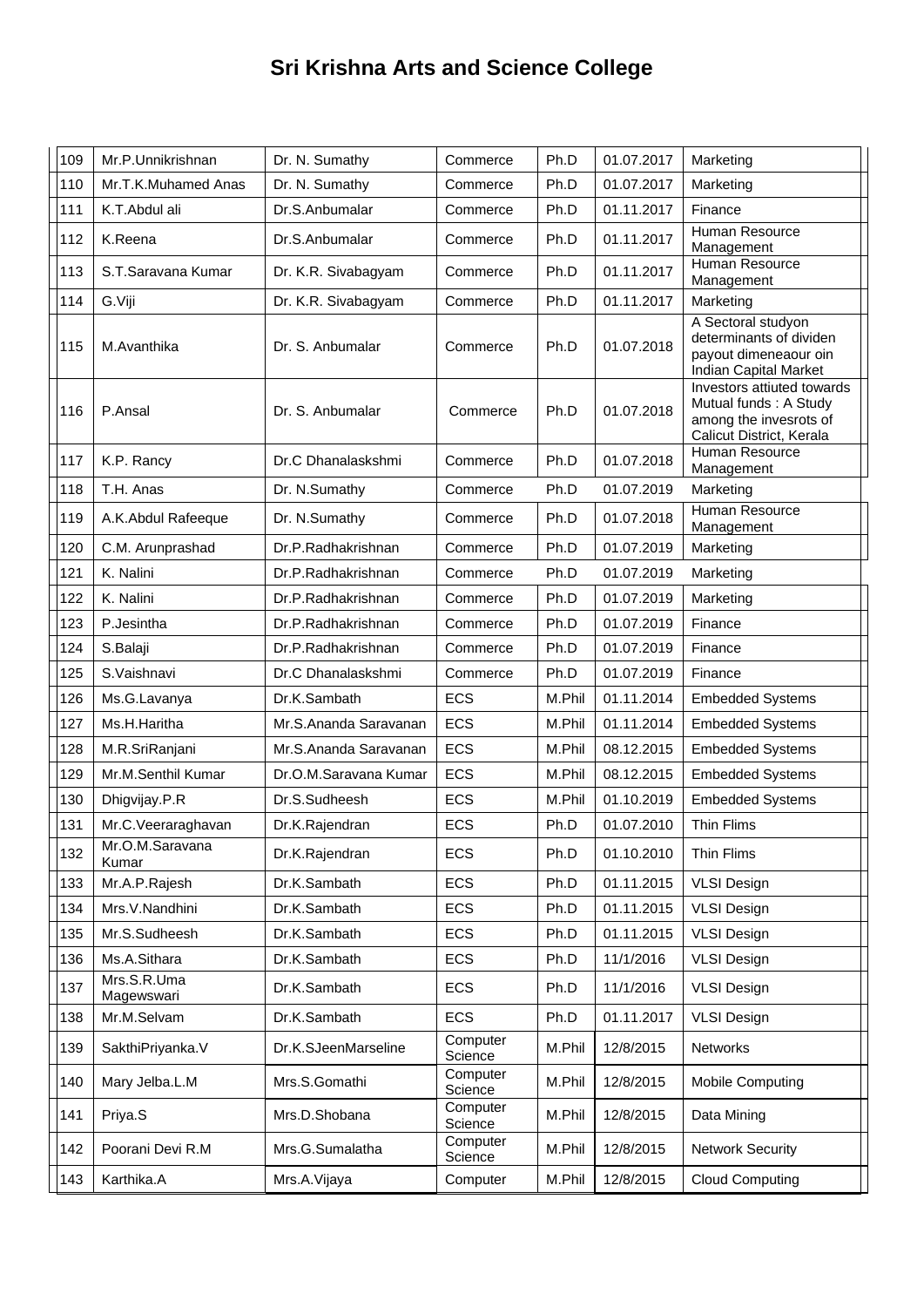# Sri Krishna Arts and Science College

| | | | | | | |
|---|---|---|---|---|---|---|
| 109 | Mr.P.Unnikrishnan | Dr. N. Sumathy | Commerce | Ph.D | 01.07.2017 | Marketing |
| 110 | Mr.T.K.Muhamed Anas | Dr. N. Sumathy | Commerce | Ph.D | 01.07.2017 | Marketing |
| 111 | K.T.Abdul ali | Dr.S.Anbumalar | Commerce | Ph.D | 01.11.2017 | Finance |
| 112 | K.Reena | Dr.S.Anbumalar | Commerce | Ph.D | 01.11.2017 | Human Resource Management |
| 113 | S.T.Saravana Kumar | Dr. K.R. Sivabagyam | Commerce | Ph.D | 01.11.2017 | Human Resource Management |
| 114 | G.Viji | Dr. K.R. Sivabagyam | Commerce | Ph.D | 01.11.2017 | Marketing |
| 115 | M.Avanthika | Dr. S. Anbumalar | Commerce | Ph.D | 01.07.2018 | A Sectoral studyon determinants of dividen payout dimeneaour oin Indian Capital Market |
| 116 | P.Ansal | Dr. S. Anbumalar | Commerce | Ph.D | 01.07.2018 | Investors attiuted towards Mutual funds : A Study among the invesrots of Calicut District, Kerala |
| 117 | K.P. Rancy | Dr.C Dhanalaskshmi | Commerce | Ph.D | 01.07.2018 | Human Resource Management |
| 118 | T.H. Anas | Dr. N.Sumathy | Commerce | Ph.D | 01.07.2019 | Marketing |
| 119 | A.K.Abdul Rafeeque | Dr. N.Sumathy | Commerce | Ph.D | 01.07.2018 | Human Resource Management |
| 120 | C.M. Arunprashad | Dr.P.Radhakrishnan | Commerce | Ph.D | 01.07.2019 | Marketing |
| 121 | K. Nalini | Dr.P.Radhakrishnan | Commerce | Ph.D | 01.07.2019 | Marketing |
| 122 | K. Nalini | Dr.P.Radhakrishnan | Commerce | Ph.D | 01.07.2019 | Marketing |
| 123 | P.Jesintha | Dr.P.Radhakrishnan | Commerce | Ph.D | 01.07.2019 | Finance |
| 124 | S.Balaji | Dr.P.Radhakrishnan | Commerce | Ph.D | 01.07.2019 | Finance |
| 125 | S.Vaishnavi | Dr.C Dhanalaskshmi | Commerce | Ph.D | 01.07.2019 | Finance |
| 126 | Ms.G.Lavanya | Dr.K.Sambath | ECS | M.Phil | 01.11.2014 | Embedded Systems |
| 127 | Ms.H.Haritha | Mr.S.Ananda Saravanan | ECS | M.Phil | 01.11.2014 | Embedded Systems |
| 128 | M.R.SriRanjani | Mr.S.Ananda Saravanan | ECS | M.Phil | 08.12.2015 | Embedded Systems |
| 129 | Mr.M.Senthil Kumar | Dr.O.M.Saravana Kumar | ECS | M.Phil | 08.12.2015 | Embedded Systems |
| 130 | Dhigvijay.P.R | Dr.S.Sudheesh | ECS | M.Phil | 01.10.2019 | Embedded Systems |
| 131 | Mr.C.Veeraraghavan | Dr.K.Rajendran | ECS | Ph.D | 01.07.2010 | Thin Flims |
| 132 | Mr.O.M.Saravana Kumar | Dr.K.Rajendran | ECS | Ph.D | 01.10.2010 | Thin Flims |
| 133 | Mr.A.P.Rajesh | Dr.K.Sambath | ECS | Ph.D | 01.11.2015 | VLSI Design |
| 134 | Mrs.V.Nandhini | Dr.K.Sambath | ECS | Ph.D | 01.11.2015 | VLSI Design |
| 135 | Mr.S.Sudheesh | Dr.K.Sambath | ECS | Ph.D | 01.11.2015 | VLSI Design |
| 136 | Ms.A.Sithara | Dr.K.Sambath | ECS | Ph.D | 11/1/2016 | VLSI Design |
| 137 | Mrs.S.R.Uma Magewswari | Dr.K.Sambath | ECS | Ph.D | 11/1/2016 | VLSI Design |
| 138 | Mr.M.Selvam | Dr.K.Sambath | ECS | Ph.D | 01.11.2017 | VLSI Design |
| 139 | SakthiPriyanka.V | Dr.K.SJeenMarseline | Computer Science | M.Phil | 12/8/2015 | Networks |
| 140 | Mary Jelba.L.M | Mrs.S.Gomathi | Computer Science | M.Phil | 12/8/2015 | Mobile Computing |
| 141 | Priya.S | Mrs.D.Shobana | Computer Science | M.Phil | 12/8/2015 | Data Mining |
| 142 | Poorani Devi R.M | Mrs.G.Sumalatha | Computer Science | M.Phil | 12/8/2015 | Network Security |
| 143 | Karthika.A | Mrs.A.Vijaya | Computer | M.Phil | 12/8/2015 | Cloud Computing |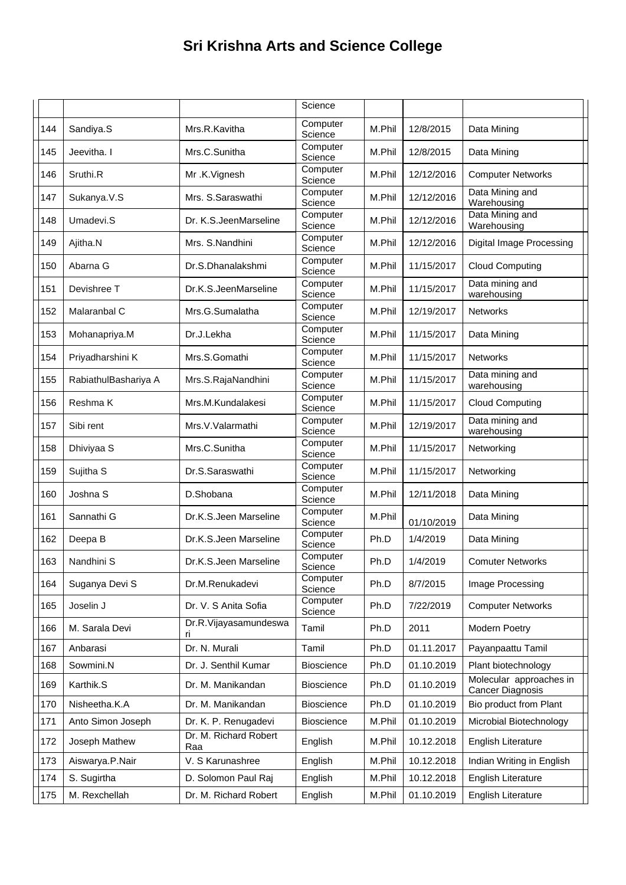# Sri Krishna Arts and Science College

| | | | | | | |
|---|---|---|---|---|---|---|
| | | | Science | | | |
| 144 | Sandiya.S | Mrs.R.Kavitha | Computer Science | M.Phil | 12/8/2015 | Data Mining |
| 145 | Jeevitha. I | Mrs.C.Sunitha | Computer Science | M.Phil | 12/8/2015 | Data Mining |
| 146 | Sruthi.R | Mr .K.Vignesh | Computer Science | M.Phil | 12/12/2016 | Computer Networks |
| 147 | Sukanya.V.S | Mrs. S.Saraswathi | Computer Science | M.Phil | 12/12/2016 | Data Mining and Warehousing |
| 148 | Umadevi.S | Dr. K.S.JeenMarseline | Computer Science | M.Phil | 12/12/2016 | Data Mining and Warehousing |
| 149 | Ajitha.N | Mrs. S.Nandhini | Computer Science | M.Phil | 12/12/2016 | Digital Image Processing |
| 150 | Abarna G | Dr.S.Dhanalakshmi | Computer Science | M.Phil | 11/15/2017 | Cloud Computing |
| 151 | Devishree T | Dr.K.S.JeenMarseline | Computer Science | M.Phil | 11/15/2017 | Data mining and warehousing |
| 152 | Malaranbal C | Mrs.G.Sumalatha | Computer Science | M.Phil | 12/19/2017 | Networks |
| 153 | Mohanapriya.M | Dr.J.Lekha | Computer Science | M.Phil | 11/15/2017 | Data Mining |
| 154 | Priyadharshini K | Mrs.S.Gomathi | Computer Science | M.Phil | 11/15/2017 | Networks |
| 155 | RabiathulBashariya A | Mrs.S.RajaNandhini | Computer Science | M.Phil | 11/15/2017 | Data mining and warehousing |
| 156 | Reshma K | Mrs.M.Kundalakesi | Computer Science | M.Phil | 11/15/2017 | Cloud Computing |
| 157 | Sibi rent | Mrs.V.Valarmathi | Computer Science | M.Phil | 12/19/2017 | Data mining and warehousing |
| 158 | Dhiviyaa S | Mrs.C.Sunitha | Computer Science | M.Phil | 11/15/2017 | Networking |
| 159 | Sujitha S | Dr.S.Saraswathi | Computer Science | M.Phil | 11/15/2017 | Networking |
| 160 | Joshna S | D.Shobana | Computer Science | M.Phil | 12/11/2018 | Data Mining |
| 161 | Sannathi G | Dr.K.S.Jeen Marseline | Computer Science | M.Phil | 01/10/2019 | Data Mining |
| 162 | Deepa B | Dr.K.S.Jeen Marseline | Computer Science | Ph.D | 1/4/2019 | Data Mining |
| 163 | Nandhini S | Dr.K.S.Jeen Marseline | Computer Science | Ph.D | 1/4/2019 | Comuter Networks |
| 164 | Suganya Devi S | Dr.M.Renukadevi | Computer Science | Ph.D | 8/7/2015 | Image Processing |
| 165 | Joselin J | Dr. V. S Anita Sofia | Computer Science | Ph.D | 7/22/2019 | Computer Networks |
| 166 | M. Sarala Devi | Dr.R.Vijayasamundeswari | Tamil | Ph.D | 2011 | Modern Poetry |
| 167 | Anbarasi | Dr. N. Murali | Tamil | Ph.D | 01.11.2017 | Payanpaattu Tamil |
| 168 | Sowmini.N | Dr. J. Senthil Kumar | Bioscience | Ph.D | 01.10.2019 | Plant biotechnology |
| 169 | Karthik.S | Dr. M. Manikandan | Bioscience | Ph.D | 01.10.2019 | Molecular approaches in Cancer Diagnosis |
| 170 | Nisheetha.K.A | Dr. M. Manikandan | Bioscience | Ph.D | 01.10.2019 | Bio product from Plant |
| 171 | Anto Simon Joseph | Dr. K. P. Renugadevi | Bioscience | M.Phil | 01.10.2019 | Microbial Biotechnology |
| 172 | Joseph Mathew | Dr. M. Richard Robert Raa | English | M.Phil | 10.12.2018 | English Literature |
| 173 | Aiswarya.P.Nair | V. S Karunashree | English | M.Phil | 10.12.2018 | Indian Writing in English |
| 174 | S. Sugirtha | D. Solomon Paul Raj | English | M.Phil | 10.12.2018 | English Literature |
| 175 | M. Rexchellah | Dr. M. Richard Robert | English | M.Phil | 01.10.2019 | English Literature |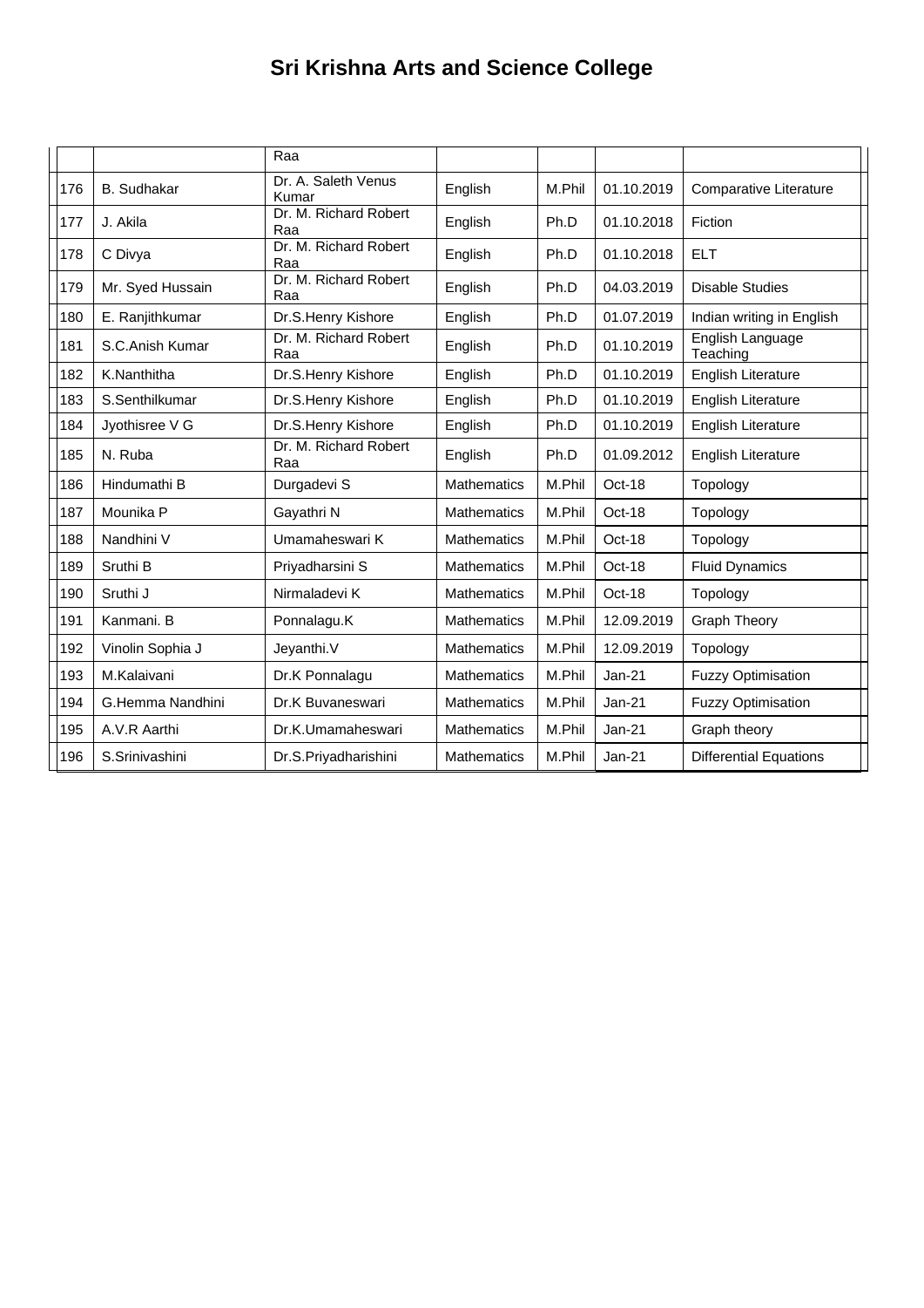# Sri Krishna Arts and Science College

| | | | | | | |
|---|---|---|---|---|---|---|
| | | Raa | | | | |
| 176 | B. Sudhakar | Dr. A. Saleth Venus Kumar | English | M.Phil | 01.10.2019 | Comparative Literature |
| 177 | J. Akila | Dr. M. Richard Robert Raa | English | Ph.D | 01.10.2018 | Fiction |
| 178 | C Divya | Dr. M. Richard Robert Raa | English | Ph.D | 01.10.2018 | ELT |
| 179 | Mr. Syed Hussain | Dr. M. Richard Robert Raa | English | Ph.D | 04.03.2019 | Disable Studies |
| 180 | E. Ranjithkumar | Dr.S.Henry Kishore | English | Ph.D | 01.07.2019 | Indian writing in English |
| 181 | S.C.Anish Kumar | Dr. M. Richard Robert Raa | English | Ph.D | 01.10.2019 | English Language Teaching |
| 182 | K.Nanthitha | Dr.S.Henry Kishore | English | Ph.D | 01.10.2019 | English Literature |
| 183 | S.Senthilkumar | Dr.S.Henry Kishore | English | Ph.D | 01.10.2019 | English Literature |
| 184 | Jyothisree V G | Dr.S.Henry Kishore | English | Ph.D | 01.10.2019 | English Literature |
| 185 | N. Ruba | Dr. M. Richard Robert Raa | English | Ph.D | 01.09.2012 | English Literature |
| 186 | Hindumathi B | Durgadevi S | Mathematics | M.Phil | Oct-18 | Topology |
| 187 | Mounika P | Gayathri N | Mathematics | M.Phil | Oct-18 | Topology |
| 188 | Nandhini V | Umamaheswari K | Mathematics | M.Phil | Oct-18 | Topology |
| 189 | Sruthi B | Priyadharsini S | Mathematics | M.Phil | Oct-18 | Fluid Dynamics |
| 190 | Sruthi J | Nirmaladevi K | Mathematics | M.Phil | Oct-18 | Topology |
| 191 | Kanmani. B | Ponnalagu.K | Mathematics | M.Phil | 12.09.2019 | Graph Theory |
| 192 | Vinolin Sophia J | Jeyanthi.V | Mathematics | M.Phil | 12.09.2019 | Topology |
| 193 | M.Kalaivani | Dr.K Ponnalagu | Mathematics | M.Phil | Jan-21 | Fuzzy Optimisation |
| 194 | G.Hemma Nandhini | Dr.K Buvaneswari | Mathematics | M.Phil | Jan-21 | Fuzzy Optimisation |
| 195 | A.V.R Aarthi | Dr.K.Umamaheswari | Mathematics | M.Phil | Jan-21 | Graph theory |
| 196 | S.Srinivashini | Dr.S.Priyadharishini | Mathematics | M.Phil | Jan-21 | Differential Equations |